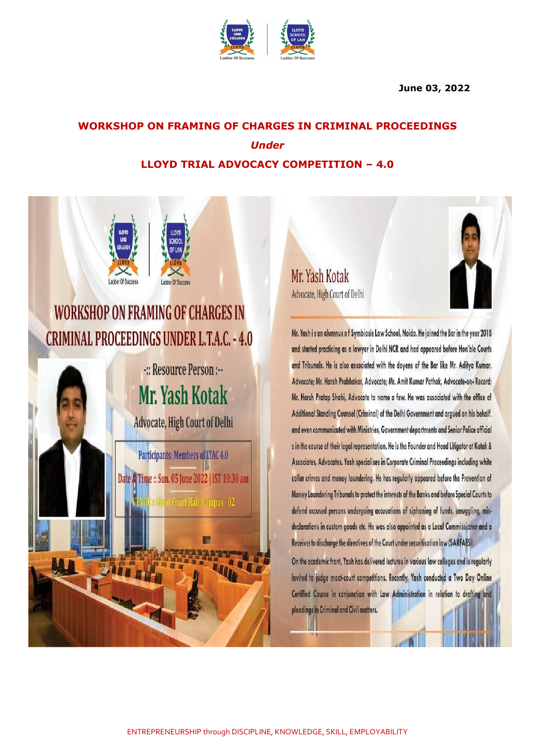June 03, 2022

## WORKSHOP ON FRAMING OF CHARGES IN CRIMINAL PROCEEDINGS

***Under***

## LLOYD TRIAL ADVOCACY COMPETITION – 4.0

# WORKSHOP ON FRAMING OF CHARGES IN CRIMINAL PROCEEDINGS UNDER L.T.A.C. - 4.0

-:: Resource Person :--

## Mr. Yash Kotak

Advocate, High Court of Delhi

Participants: Members of LTAC 4.0

Date & Time :: Sun. 05 June 2022 | IST 10:30 am

VENUE :: Moot Court Hall, Campus - 02

### Mr. Yash Kotak

Advocate, High Court of Delhi

Mr. Yash is an alumnus of Symbiosis Law School, Noida. He joined the Bar in the year 2018 and started practicing as a lawyer in Delhi NCR and had appeared before Hon'ble Courts and Tribunals. He is also associated with the doyens of the Bar like Mr. Aditya Kumar, Advocate; Mr. Harsh Prabhakar, Advocate; Mr. Amit Kumar Pathak, Advocate-on- Record; Mr. Harsh Pratap Shahi, Advocate to name a few. He was associated with the office of Additional Standing Counsel (Criminal) of the Delhi Government and argued on his behalf, and even communicated with Ministries, Government departments and Senior Police officials in the course of their legal representation. He is the Founder and Head Litigator at Kotak & Associates, Advocates. Yash specialises in Corporate Criminal Proceedings including white collar crimes and money laundering. He has regularly appeared before the Prevention of Money Laundering Tribunals to protect the interests of the Banks and before Special Courts to defend accused persons undergoing accusations of siphoning of funds, smuggling, mis-declarations in custom goods etc. He was also appointed as a Local Commissioner and a Receiver to discharge the directives of the Court under securitisation law (SARFAESI).

On the academic front, Yash has delivered lectures in various law colleges and is regularly invited to judge moot-court competitions. Recently, Yash conducted a Two Day Online Certified Course in conjunction with Law Administration in relation to drafting and pleadings in Criminal and Civil matters.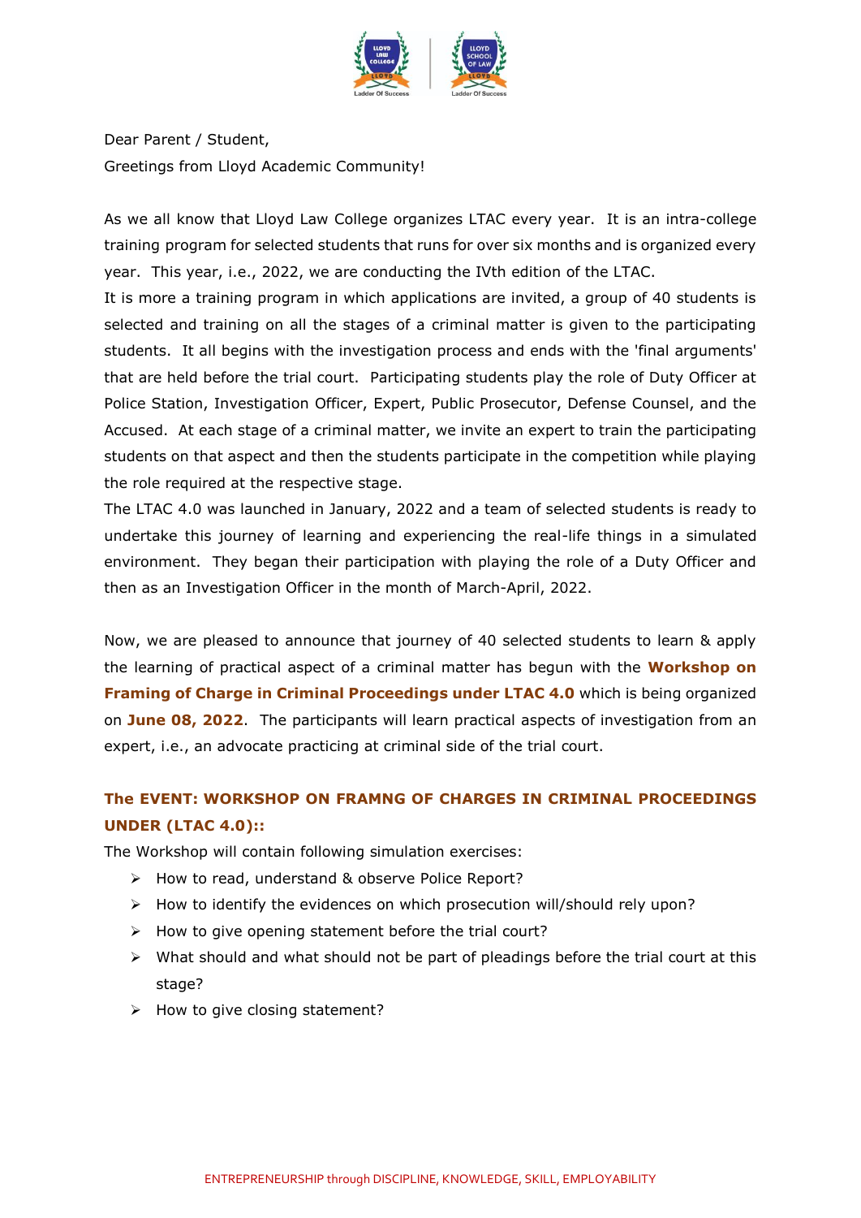Dear Parent / Student,

Greetings from Lloyd Academic Community!

As we all know that Lloyd Law College organizes LTAC every year. It is an intra-college training program for selected students that runs for over six months and is organized every year. This year, i.e., 2022, we are conducting the IVth edition of the LTAC.

It is more a training program in which applications are invited, a group of 40 students is selected and training on all the stages of a criminal matter is given to the participating students. It all begins with the investigation process and ends with the 'final arguments' that are held before the trial court. Participating students play the role of Duty Officer at Police Station, Investigation Officer, Expert, Public Prosecutor, Defense Counsel, and the Accused. At each stage of a criminal matter, we invite an expert to train the participating students on that aspect and then the students participate in the competition while playing the role required at the respective stage.

The LTAC 4.0 was launched in January, 2022 and a team of selected students is ready to undertake this journey of learning and experiencing the real-life things in a simulated environment. They began their participation with playing the role of a Duty Officer and then as an Investigation Officer in the month of March-April, 2022.

Now, we are pleased to announce that journey of 40 selected students to learn & apply the learning of practical aspect of a criminal matter has begun with the **Workshop on Framing of Charge in Criminal Proceedings under LTAC 4.0** which is being organized on **June 08, 2022**. The participants will learn practical aspects of investigation from an expert, i.e., an advocate practicing at criminal side of the trial court.

## The EVENT: WORKSHOP ON FRAMNG OF CHARGES IN CRIMINAL PROCEEDINGS UNDER (LTAC 4.0)::

The Workshop will contain following simulation exercises:

- How to read, understand & observe Police Report?
- How to identify the evidences on which prosecution will/should rely upon?
- How to give opening statement before the trial court?
- What should and what should not be part of pleadings before the trial court at this stage?
- How to give closing statement?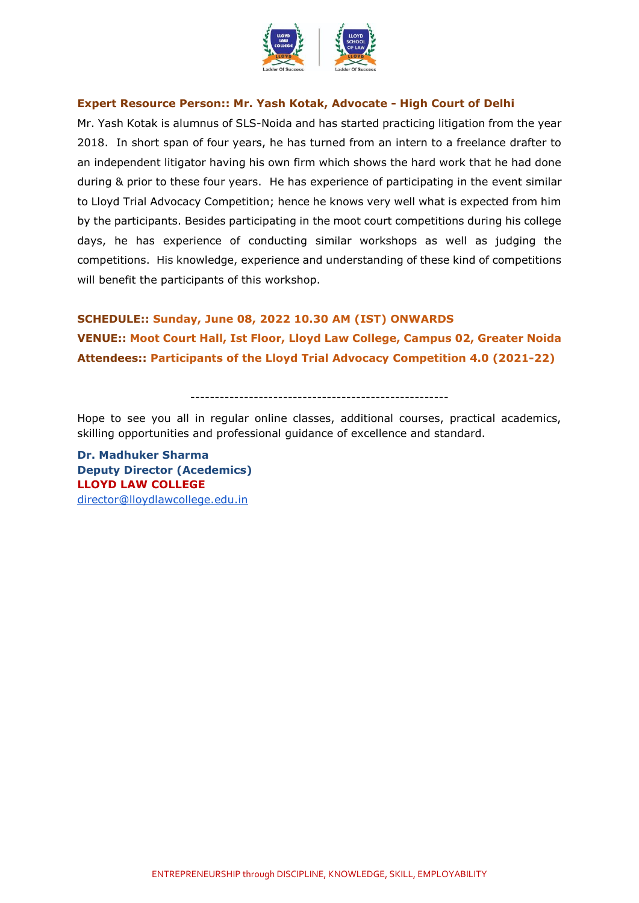**Expert Resource Person:: Mr. Yash Kotak, Advocate - High Court of Delhi**

Mr. Yash Kotak is alumnus of SLS-Noida and has started practicing litigation from the year 2018. In short span of four years, he has turned from an intern to a freelance drafter to an independent litigator having his own firm which shows the hard work that he had done during & prior to these four years. He has experience of participating in the event similar to Lloyd Trial Advocacy Competition; hence he knows very well what is expected from him by the participants. Besides participating in the moot court competitions during his college days, he has experience of conducting similar workshops as well as judging the competitions. His knowledge, experience and understanding of these kind of competitions will benefit the participants of this workshop.

**SCHEDULE:: Sunday, June 08, 2022 10.30 AM (IST) ONWARDS**
**VENUE:: Moot Court Hall, Ist Floor, Lloyd Law College, Campus 02, Greater Noida**
**Attendees:: Participants of the Lloyd Trial Advocacy Competition 4.0 (2021-22)**

-----------------------------------------------------

Hope to see you all in regular online classes, additional courses, practical academics, skilling opportunities and professional guidance of excellence and standard.

**Dr. Madhuker Sharma**
**Deputy Director (Acedemics)**
**LLOYD LAW COLLEGE**
director@lloydlawcollege.edu.in

ENTREPRENEURSHIP through DISCIPLINE, KNOWLEDGE, SKILL, EMPLOYABILITY